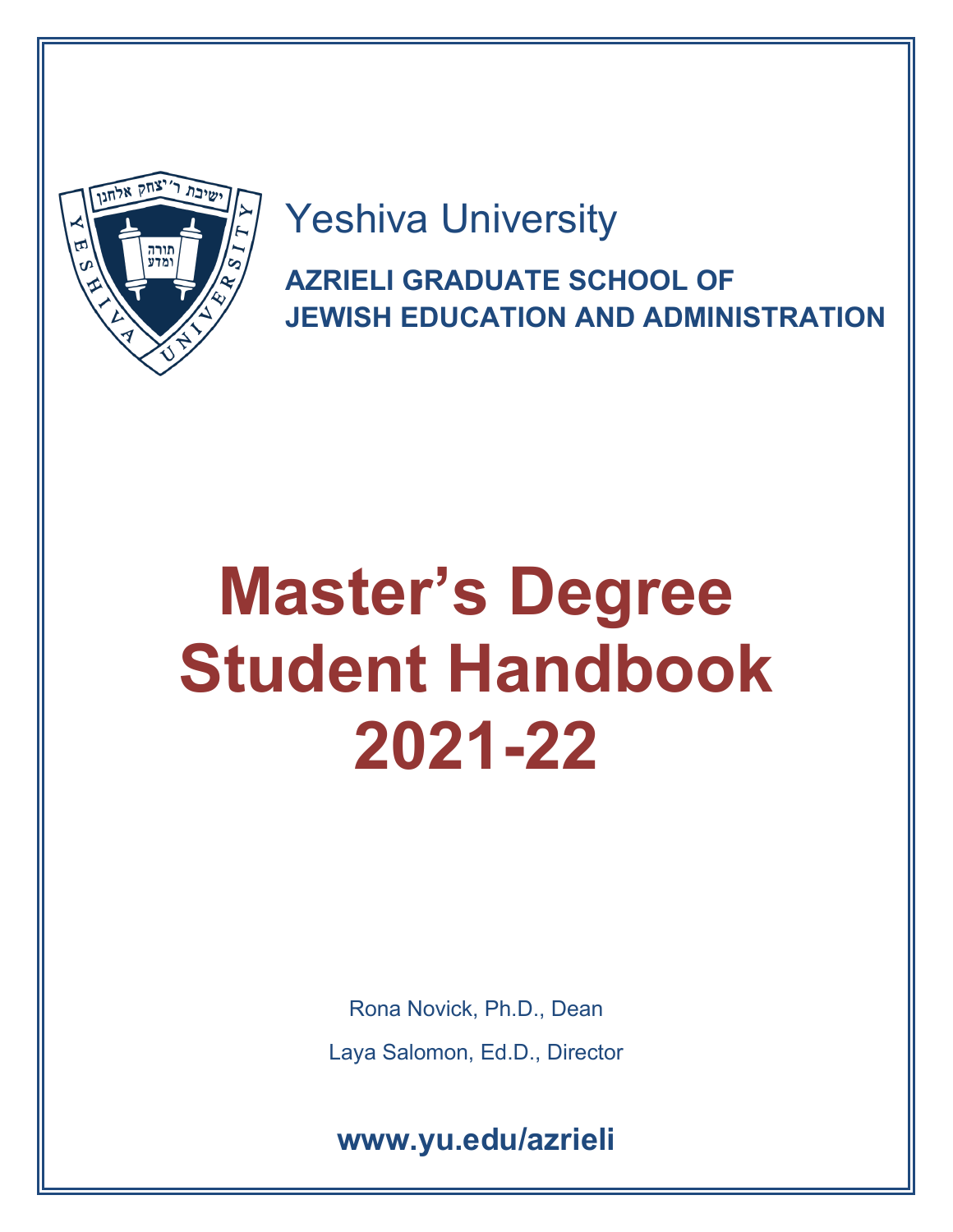Yeshiva University

**AZRIELI GRADUATE SCHOOL OF JEWISH EDUCATION AND ADMINISTRATION**

# Master's Degree Student Handbook 2021-22

Rona Novick, Ph.D., Dean

Laya Salomon, Ed.D., Director

**www.yu.edu/azrieli**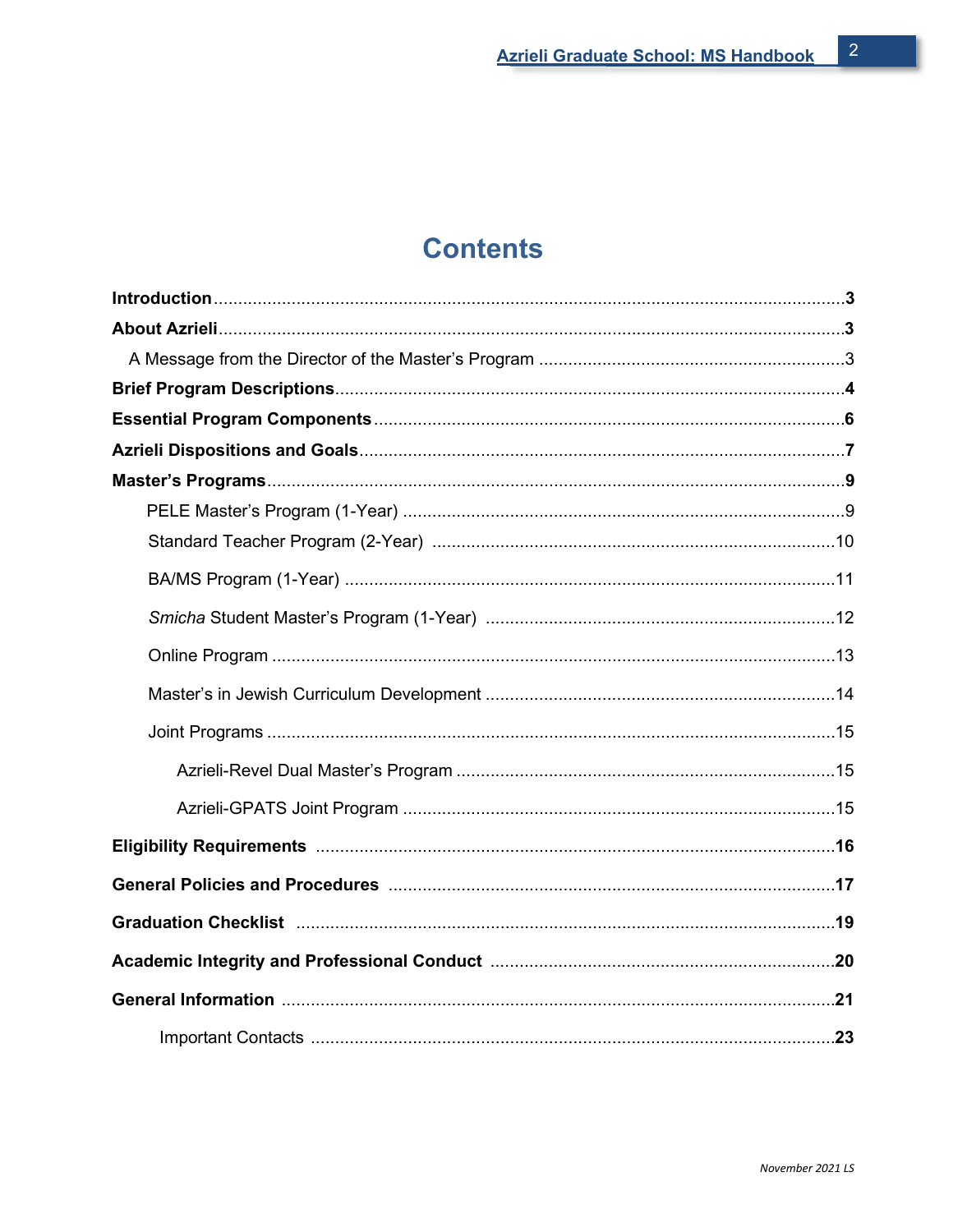# Contents

**Introduction** .......... **3**

**About Azrieli** .......... **3**

- A Message from the Director of the Master's Program .......... 3

**Brief Program Descriptions** .......... **4**

**Essential Program Components** .......... **6**

**Azrieli Dispositions and Goals** .......... **7**

**Master's Programs** .......... **9**

- PELE Master's Program (1-Year) .......... 9
- Standard Teacher Program (2-Year) .......... 10
- BA/MS Program (1-Year) .......... 11
- *Smicha* Student Master's Program (1-Year) .......... 12
- Online Program .......... 13
- Master's in Jewish Curriculum Development .......... 14
- Joint Programs .......... 15
  - Azrieli-Revel Dual Master's Program .......... 15
  - Azrieli-GPATS Joint Program .......... 15

**Eligibility Requirements** .......... **16**

**General Policies and Procedures** .......... **17**

**Graduation Checklist** .......... **19**

**Academic Integrity and Professional Conduct** .......... **20**

**General Information** .......... **21**

- Important Contacts .......... **23**

*November 2021 LS*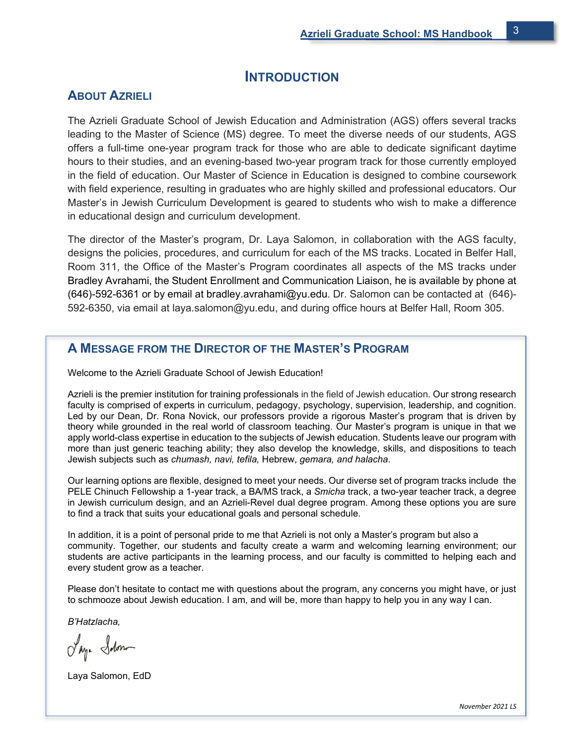# INTRODUCTION

## ABOUT AZRIELI

The Azrieli Graduate School of Jewish Education and Administration (AGS) offers several tracks leading to the Master of Science (MS) degree. To meet the diverse needs of our students, AGS offers a full-time one-year program track for those who are able to dedicate significant daytime hours to their studies, and an evening-based two-year program track for those currently employed in the field of education. Our Master of Science in Education is designed to combine coursework with field experience, resulting in graduates who are highly skilled and professional educators. Our Master's in Jewish Curriculum Development is geared to students who wish to make a difference in educational design and curriculum development.

The director of the Master's program, Dr. Laya Salomon, in collaboration with the AGS faculty, designs the policies, procedures, and curriculum for each of the MS tracks. Located in Belfer Hall, Room 311, the Office of the Master's Program coordinates all aspects of the MS tracks under Bradley Avrahami, the Student Enrollment and Communication Liaison, he is available by phone at (646)-592-6361 or by email at bradley.avrahami@yu.edu. Dr. Salomon can be contacted at (646)-592-6350, via email at laya.salomon@yu.edu, and during office hours at Belfer Hall, Room 305.

## A MESSAGE FROM THE DIRECTOR OF THE MASTER'S PROGRAM

Welcome to the Azrieli Graduate School of Jewish Education!

Azrieli is the premier institution for training professionals in the field of Jewish education. Our strong research faculty is comprised of experts in curriculum, pedagogy, psychology, supervision, leadership, and cognition. Led by our Dean, Dr. Rona Novick, our professors provide a rigorous Master's program that is driven by theory while grounded in the real world of classroom teaching. Our Master's program is unique in that we apply world-class expertise in education to the subjects of Jewish education. Students leave our program with more than just generic teaching ability; they also develop the knowledge, skills, and dispositions to teach Jewish subjects such as *chumash, navi, tefila,* Hebrew, *gemara, and halacha*.

Our learning options are flexible, designed to meet your needs. Our diverse set of program tracks include the PELE Chinuch Fellowship a 1-year track, a BA/MS track, a *Smicha* track, a two-year teacher track, a degree in Jewish curriculum design, and an Azrieli-Revel dual degree program. Among these options you are sure to find a track that suits your educational goals and personal schedule.

In addition, it is a point of personal pride to me that Azrieli is not only a Master's program but also a community. Together, our students and faculty create a warm and welcoming learning environment; our students are active participants in the learning process, and our faculty is committed to helping each and every student grow as a teacher.

Please don't hesitate to contact me with questions about the program, any concerns you might have, or just to schmooze about Jewish education. I am, and will be, more than happy to help you in any way I can.

*B'Hatzlacha,*

Laya Salomon, EdD

*November 2021 LS*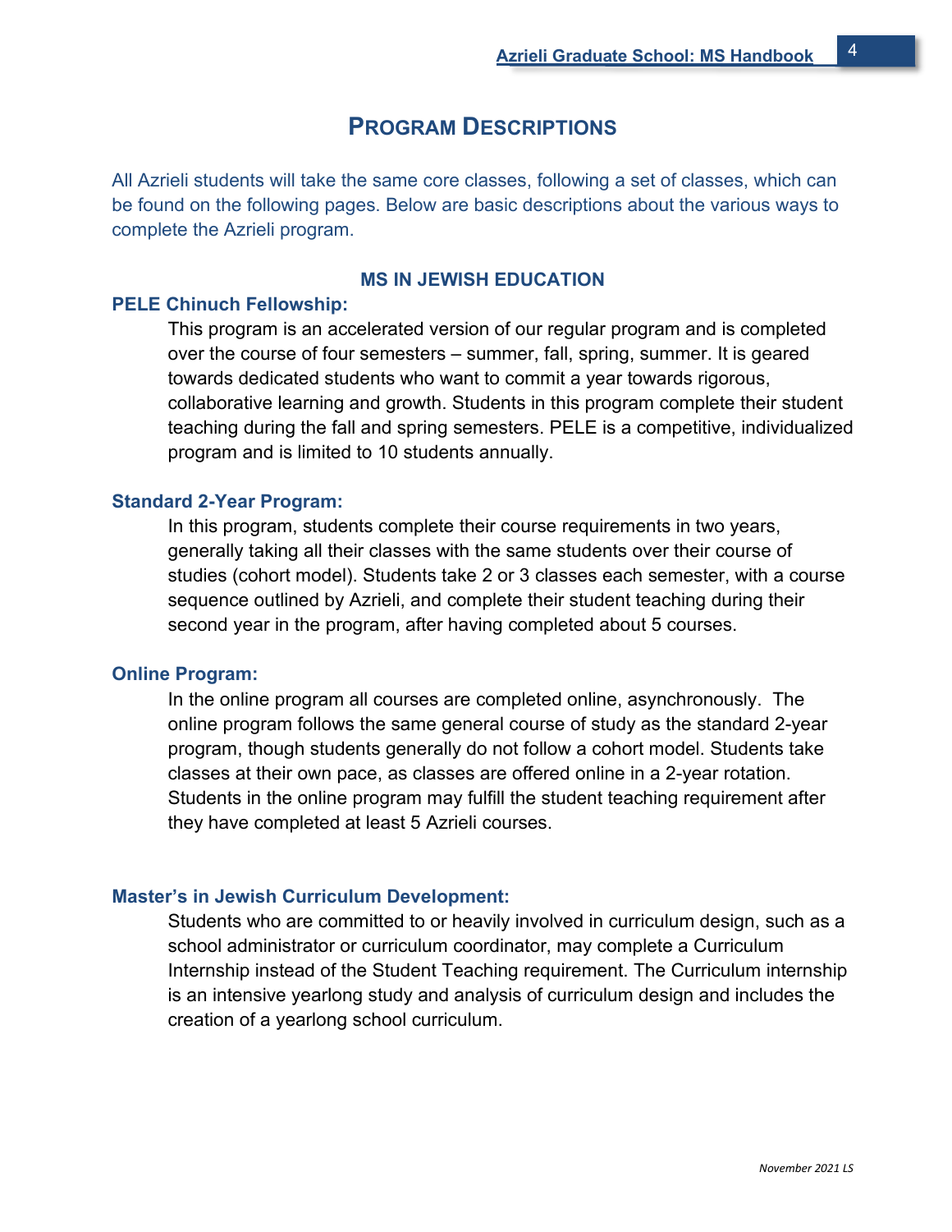# Program Descriptions

All Azrieli students will take the same core classes, following a set of classes, which can be found on the following pages. Below are basic descriptions about the various ways to complete the Azrieli program.

## MS IN JEWISH EDUCATION

### PELE Chinuch Fellowship:

This program is an accelerated version of our regular program and is completed over the course of four semesters – summer, fall, spring, summer. It is geared towards dedicated students who want to commit a year towards rigorous, collaborative learning and growth. Students in this program complete their student teaching during the fall and spring semesters. PELE is a competitive, individualized program and is limited to 10 students annually.

### Standard 2-Year Program:

In this program, students complete their course requirements in two years, generally taking all their classes with the same students over their course of studies (cohort model). Students take 2 or 3 classes each semester, with a course sequence outlined by Azrieli, and complete their student teaching during their second year in the program, after having completed about 5 courses.

### Online Program:

In the online program all courses are completed online, asynchronously. The online program follows the same general course of study as the standard 2-year program, though students generally do not follow a cohort model. Students take classes at their own pace, as classes are offered online in a 2-year rotation. Students in the online program may fulfill the student teaching requirement after they have completed at least 5 Azrieli courses.

### Master's in Jewish Curriculum Development:

Students who are committed to or heavily involved in curriculum design, such as a school administrator or curriculum coordinator, may complete a Curriculum Internship instead of the Student Teaching requirement. The Curriculum internship is an intensive yearlong study and analysis of curriculum design and includes the creation of a yearlong school curriculum.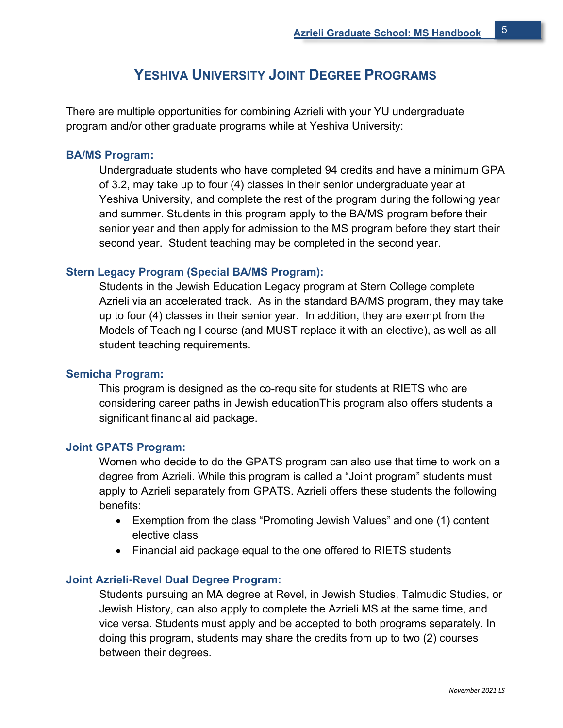# Yeshiva University Joint Degree Programs

There are multiple opportunities for combining Azrieli with your YU undergraduate program and/or other graduate programs while at Yeshiva University:

### BA/MS Program:

Undergraduate students who have completed 94 credits and have a minimum GPA of 3.2, may take up to four (4) classes in their senior undergraduate year at Yeshiva University, and complete the rest of the program during the following year and summer. Students in this program apply to the BA/MS program before their senior year and then apply for admission to the MS program before they start their second year. Student teaching may be completed in the second year.

### Stern Legacy Program (Special BA/MS Program):

Students in the Jewish Education Legacy program at Stern College complete Azrieli via an accelerated track. As in the standard BA/MS program, they may take up to four (4) classes in their senior year. In addition, they are exempt from the Models of Teaching I course (and MUST replace it with an elective), as well as all student teaching requirements.

### Semicha Program:

This program is designed as the co-requisite for students at RIETS who are considering career paths in Jewish educationThis program also offers students a significant financial aid package.

### Joint GPATS Program:

Women who decide to do the GPATS program can also use that time to work on a degree from Azrieli. While this program is called a "Joint program" students must apply to Azrieli separately from GPATS. Azrieli offers these students the following benefits:

- Exemption from the class "Promoting Jewish Values" and one (1) content elective class
- Financial aid package equal to the one offered to RIETS students

### Joint Azrieli-Revel Dual Degree Program:

Students pursuing an MA degree at Revel, in Jewish Studies, Talmudic Studies, or Jewish History, can also apply to complete the Azrieli MS at the same time, and vice versa. Students must apply and be accepted to both programs separately. In doing this program, students may share the credits from up to two (2) courses between their degrees.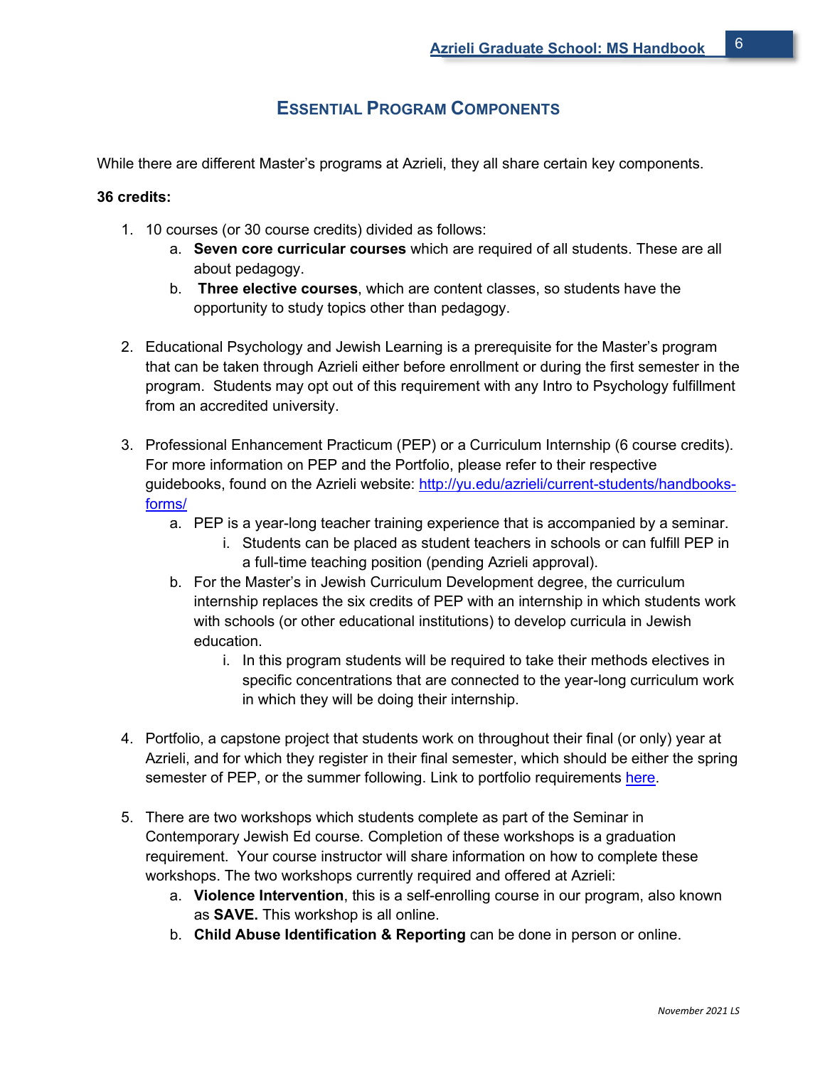## Essential Program Components

While there are different Master's programs at Azrieli, they all share certain key components.

**36 credits:**

1. 10 courses (or 30 course credits) divided as follows:
    a. **Seven core curricular courses** which are required of all students. These are all about pedagogy.
    b. **Three elective courses**, which are content classes, so students have the opportunity to study topics other than pedagogy.

2. Educational Psychology and Jewish Learning is a prerequisite for the Master's program that can be taken through Azrieli either before enrollment or during the first semester in the program. Students may opt out of this requirement with any Intro to Psychology fulfillment from an accredited university.

3. Professional Enhancement Practicum (PEP) or a Curriculum Internship (6 course credits). For more information on PEP and the Portfolio, please refer to their respective guidebooks, found on the Azrieli website: [http://yu.edu/azrieli/current-students/handbooks-forms/](http://yu.edu/azrieli/current-students/handbooks-forms/)
    a. PEP is a year-long teacher training experience that is accompanied by a seminar.
        i. Students can be placed as student teachers in schools or can fulfill PEP in a full-time teaching position (pending Azrieli approval).
    b. For the Master's in Jewish Curriculum Development degree, the curriculum internship replaces the six credits of PEP with an internship in which students work with schools (or other educational institutions) to develop curricula in Jewish education.
        i. In this program students will be required to take their methods electives in specific concentrations that are connected to the year-long curriculum work in which they will be doing their internship.

4. Portfolio, a capstone project that students work on throughout their final (or only) year at Azrieli, and for which they register in their final semester, which should be either the spring semester of PEP, or the summer following. Link to portfolio requirements here.

5. There are two workshops which students complete as part of the Seminar in Contemporary Jewish Ed course. Completion of these workshops is a graduation requirement. Your course instructor will share information on how to complete these workshops. The two workshops currently required and offered at Azrieli:
    a. **Violence Intervention**, this is a self-enrolling course in our program, also known as **SAVE.** This workshop is all online.
    b. **Child Abuse Identification & Reporting** can be done in person or online.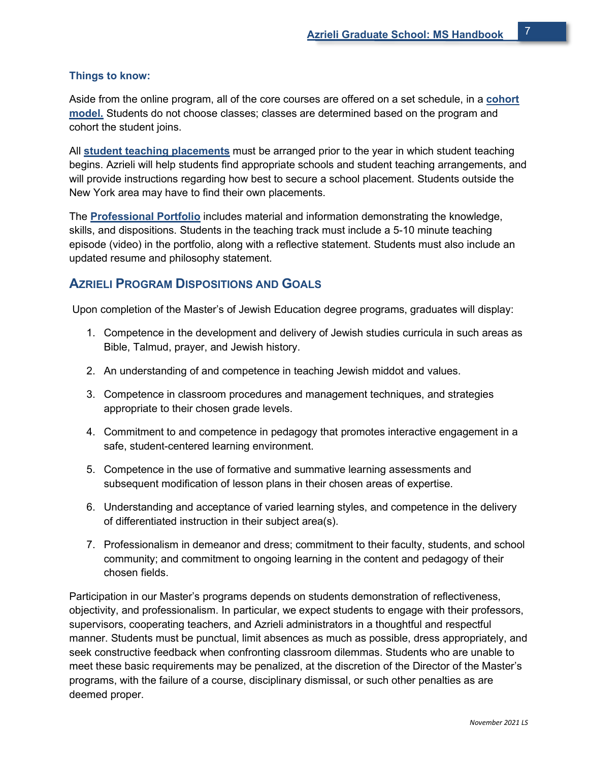### Things to know:

Aside from the online program, all of the core courses are offered on a set schedule, in a **cohort model.** Students do not choose classes; classes are determined based on the program and cohort the student joins.

All **student teaching placements** must be arranged prior to the year in which student teaching begins. Azrieli will help students find appropriate schools and student teaching arrangements, and will provide instructions regarding how best to secure a school placement. Students outside the New York area may have to find their own placements.

The **Professional Portfolio** includes material and information demonstrating the knowledge, skills, and dispositions. Students in the teaching track must include a 5-10 minute teaching episode (video) in the portfolio, along with a reflective statement. Students must also include an updated resume and philosophy statement.

## Azrieli Program Dispositions and Goals

Upon completion of the Master's of Jewish Education degree programs, graduates will display:

1. Competence in the development and delivery of Jewish studies curricula in such areas as Bible, Talmud, prayer, and Jewish history.
2. An understanding of and competence in teaching Jewish middot and values.
3. Competence in classroom procedures and management techniques, and strategies appropriate to their chosen grade levels.
4. Commitment to and competence in pedagogy that promotes interactive engagement in a safe, student-centered learning environment.
5. Competence in the use of formative and summative learning assessments and subsequent modification of lesson plans in their chosen areas of expertise.
6. Understanding and acceptance of varied learning styles, and competence in the delivery of differentiated instruction in their subject area(s).
7. Professionalism in demeanor and dress; commitment to their faculty, students, and school community; and commitment to ongoing learning in the content and pedagogy of their chosen fields.

Participation in our Master's programs depends on students demonstration of reflectiveness, objectivity, and professionalism. In particular, we expect students to engage with their professors, supervisors, cooperating teachers, and Azrieli administrators in a thoughtful and respectful manner. Students must be punctual, limit absences as much as possible, dress appropriately, and seek constructive feedback when confronting classroom dilemmas. Students who are unable to meet these basic requirements may be penalized, at the discretion of the Director of the Master's programs, with the failure of a course, disciplinary dismissal, or such other penalties as are deemed proper.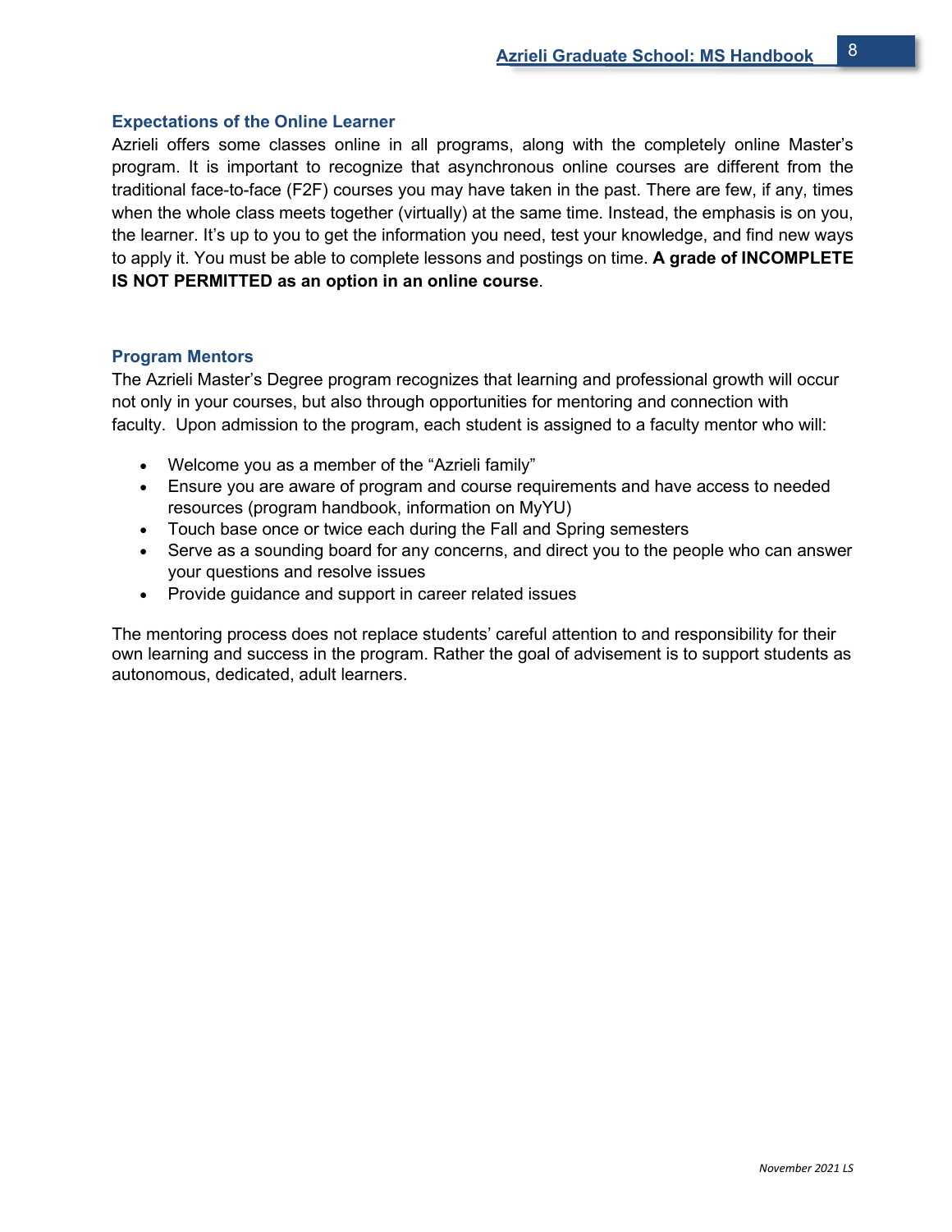## Expectations of the Online Learner

Azrieli offers some classes online in all programs, along with the completely online Master's program. It is important to recognize that asynchronous online courses are different from the traditional face-to-face (F2F) courses you may have taken in the past. There are few, if any, times when the whole class meets together (virtually) at the same time. Instead, the emphasis is on you, the learner. It's up to you to get the information you need, test your knowledge, and find new ways to apply it. You must be able to complete lessons and postings on time. **A grade of INCOMPLETE IS NOT PERMITTED as an option in an online course**.

## Program Mentors

The Azrieli Master's Degree program recognizes that learning and professional growth will occur not only in your courses, but also through opportunities for mentoring and connection with faculty. Upon admission to the program, each student is assigned to a faculty mentor who will:

- Welcome you as a member of the "Azrieli family"
- Ensure you are aware of program and course requirements and have access to needed resources (program handbook, information on MyYU)
- Touch base once or twice each during the Fall and Spring semesters
- Serve as a sounding board for any concerns, and direct you to the people who can answer your questions and resolve issues
- Provide guidance and support in career related issues

The mentoring process does not replace students' careful attention to and responsibility for their own learning and success in the program. Rather the goal of advisement is to support students as autonomous, dedicated, adult learners.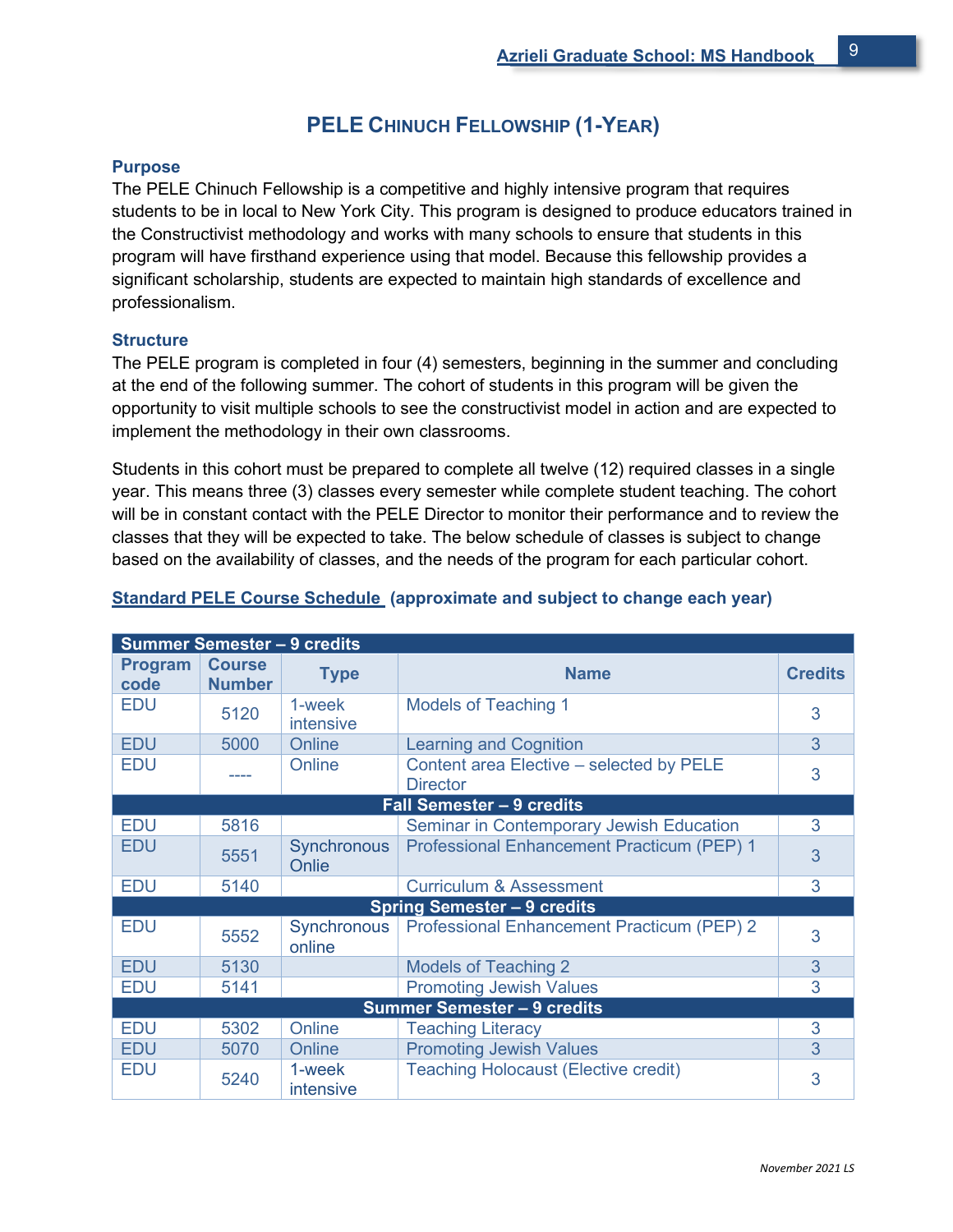# PELE Chinuch Fellowship (1-Year)

### Purpose

The PELE Chinuch Fellowship is a competitive and highly intensive program that requires students to be in local to New York City. This program is designed to produce educators trained in the Constructivist methodology and works with many schools to ensure that students in this program will have firsthand experience using that model. Because this fellowship provides a significant scholarship, students are expected to maintain high standards of excellence and professionalism.

### Structure

The PELE program is completed in four (4) semesters, beginning in the summer and concluding at the end of the following summer. The cohort of students in this program will be given the opportunity to visit multiple schools to see the constructivist model in action and are expected to implement the methodology in their own classrooms.

Students in this cohort must be prepared to complete all twelve (12) required classes in a single year. This means three (3) classes every semester while complete student teaching. The cohort will be in constant contact with the PELE Director to monitor their performance and to review the classes that they will be expected to take. The below schedule of classes is subject to change based on the availability of classes, and the needs of the program for each particular cohort.

**Standard PELE Course Schedule (approximate and subject to change each year)**

| Program code | Course Number | Type | Name | Credits |
|---|---|---|---|---|
| **Summer Semester – 9 credits** | | | | |
| EDU | 5120 | 1-week intensive | Models of Teaching 1 | 3 |
| EDU | 5000 | Online | Learning and Cognition | 3 |
| EDU | ---- | Online | Content area Elective – selected by PELE Director | 3 |
| **Fall Semester – 9 credits** | | | | |
| EDU | 5816 | | Seminar in Contemporary Jewish Education | 3 |
| EDU | 5551 | Synchronous Onlie | Professional Enhancement Practicum (PEP) 1 | 3 |
| EDU | 5140 | | Curriculum & Assessment | 3 |
| **Spring Semester – 9 credits** | | | | |
| EDU | 5552 | Synchronous online | Professional Enhancement Practicum (PEP) 2 | 3 |
| EDU | 5130 | | Models of Teaching 2 | 3 |
| EDU | 5141 | | Promoting Jewish Values | 3 |
| **Summer Semester – 9 credits** | | | | |
| EDU | 5302 | Online | Teaching Literacy | 3 |
| EDU | 5070 | Online | Promoting Jewish Values | 3 |
| EDU | 5240 | 1-week intensive | Teaching Holocaust (Elective credit) | 3 |

*November 2021 LS*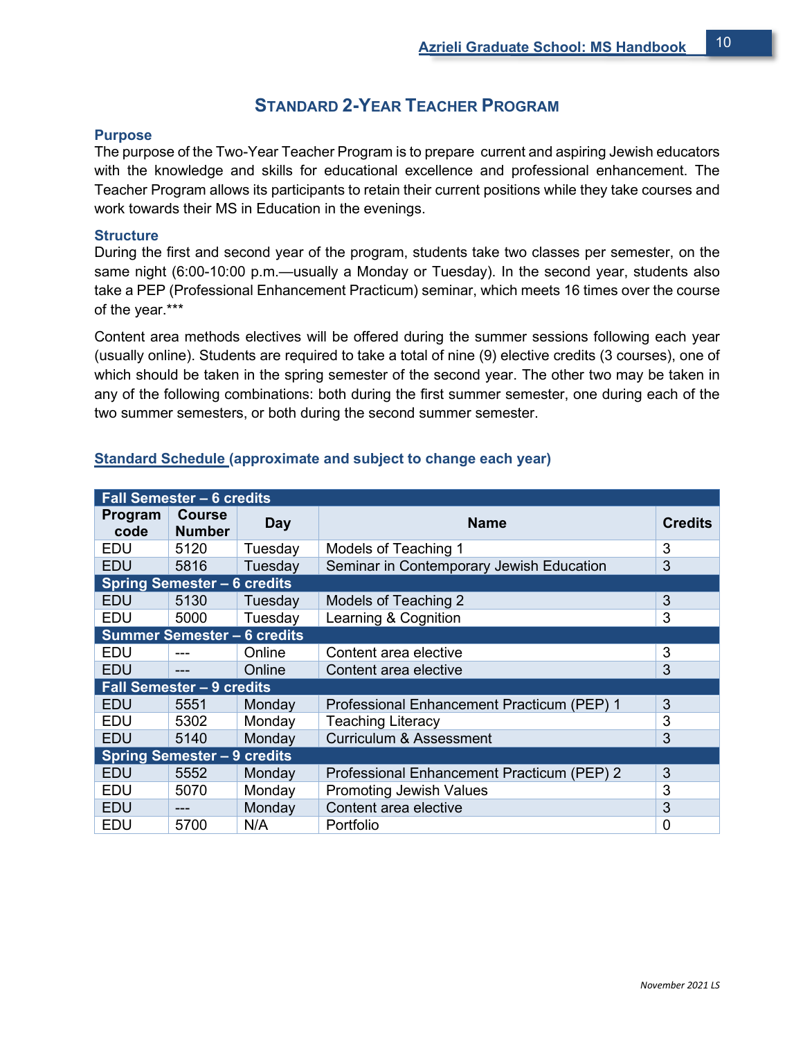## Standard 2-Year Teacher Program

### Purpose

The purpose of the Two-Year Teacher Program is to prepare current and aspiring Jewish educators with the knowledge and skills for educational excellence and professional enhancement. The Teacher Program allows its participants to retain their current positions while they take courses and work towards their MS in Education in the evenings.

### Structure

During the first and second year of the program, students take two classes per semester, on the same night (6:00-10:00 p.m.—usually a Monday or Tuesday). In the second year, students also take a PEP (Professional Enhancement Practicum) seminar, which meets 16 times over the course of the year.***

Content area methods electives will be offered during the summer sessions following each year (usually online). Students are required to take a total of nine (9) elective credits (3 courses), one of which should be taken in the spring semester of the second year. The other two may be taken in any of the following combinations: both during the first summer semester, one during each of the two summer semesters, or both during the second summer semester.

### Standard Schedule (approximate and subject to change each year)

| Program code | Course Number | Day | Name | Credits |
|---|---|---|---|---|
| **Fall Semester – 6 credits** | | | | |
| EDU | 5120 | Tuesday | Models of Teaching 1 | 3 |
| EDU | 5816 | Tuesday | Seminar in Contemporary Jewish Education | 3 |
| **Spring Semester – 6 credits** | | | | |
| EDU | 5130 | Tuesday | Models of Teaching 2 | 3 |
| EDU | 5000 | Tuesday | Learning & Cognition | 3 |
| **Summer Semester – 6 credits** | | | | |
| EDU | --- | Online | Content area elective | 3 |
| EDU | --- | Online | Content area elective | 3 |
| **Fall Semester – 9 credits** | | | | |
| EDU | 5551 | Monday | Professional Enhancement Practicum (PEP) 1 | 3 |
| EDU | 5302 | Monday | Teaching Literacy | 3 |
| EDU | 5140 | Monday | Curriculum & Assessment | 3 |
| **Spring Semester – 9 credits** | | | | |
| EDU | 5552 | Monday | Professional Enhancement Practicum (PEP) 2 | 3 |
| EDU | 5070 | Monday | Promoting Jewish Values | 3 |
| EDU | --- | Monday | Content area elective | 3 |
| EDU | 5700 | N/A | Portfolio | 0 |

*November 2021 LS*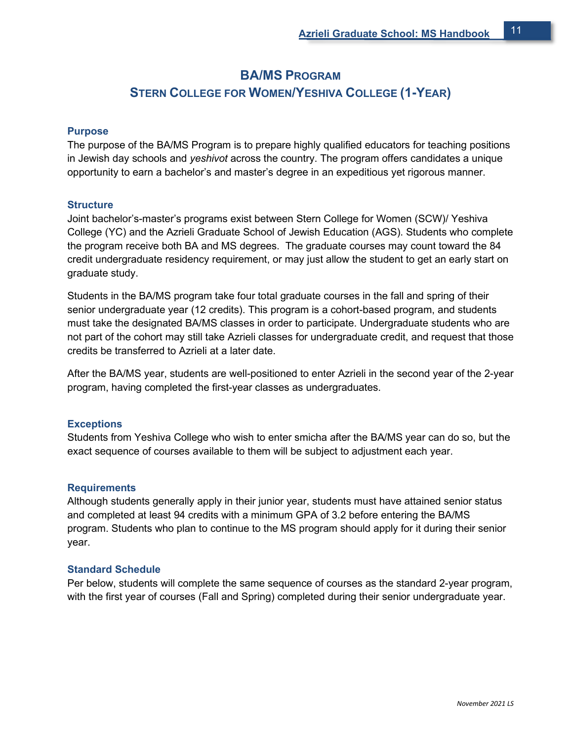# BA/MS Program
## Stern College for Women/Yeshiva College (1-Year)

### Purpose

The purpose of the BA/MS Program is to prepare highly qualified educators for teaching positions in Jewish day schools and *yeshivot* across the country. The program offers candidates a unique opportunity to earn a bachelor's and master's degree in an expeditious yet rigorous manner.

### Structure

Joint bachelor's-master's programs exist between Stern College for Women (SCW)/ Yeshiva College (YC) and the Azrieli Graduate School of Jewish Education (AGS). Students who complete the program receive both BA and MS degrees. The graduate courses may count toward the 84 credit undergraduate residency requirement, or may just allow the student to get an early start on graduate study.

Students in the BA/MS program take four total graduate courses in the fall and spring of their senior undergraduate year (12 credits). This program is a cohort-based program, and students must take the designated BA/MS classes in order to participate. Undergraduate students who are not part of the cohort may still take Azrieli classes for undergraduate credit, and request that those credits be transferred to Azrieli at a later date.

After the BA/MS year, students are well-positioned to enter Azrieli in the second year of the 2-year program, having completed the first-year classes as undergraduates.

### Exceptions

Students from Yeshiva College who wish to enter smicha after the BA/MS year can do so, but the exact sequence of courses available to them will be subject to adjustment each year.

### Requirements

Although students generally apply in their junior year, students must have attained senior status and completed at least 94 credits with a minimum GPA of 3.2 before entering the BA/MS program. Students who plan to continue to the MS program should apply for it during their senior year.

### Standard Schedule

Per below, students will complete the same sequence of courses as the standard 2-year program, with the first year of courses (Fall and Spring) completed during their senior undergraduate year.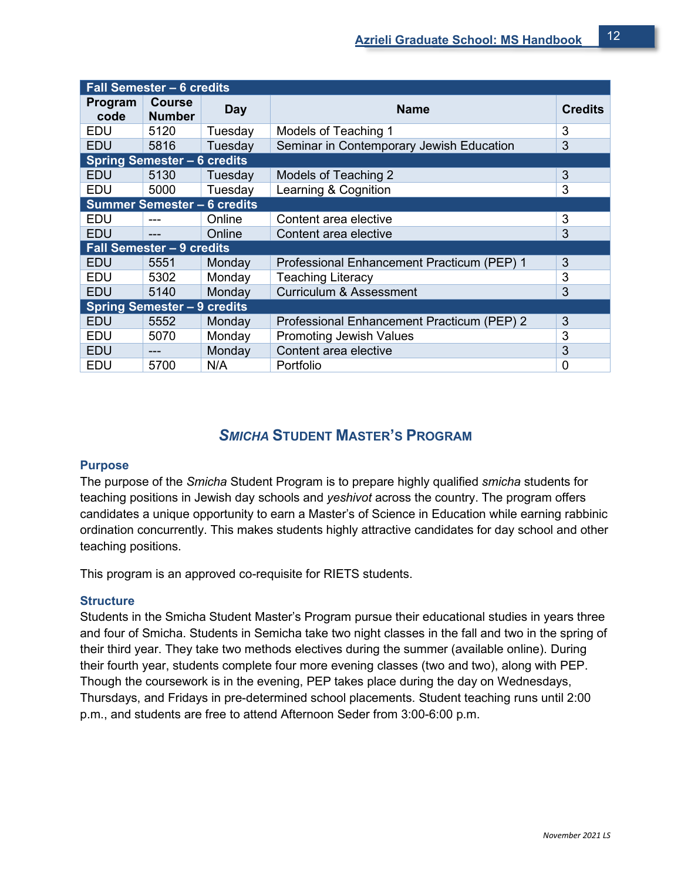| Program code | Course Number | Day | Name | Credits |
|---|---|---|---|---|
| **Fall Semester – 6 credits** | | | | |
| EDU | 5120 | Tuesday | Models of Teaching 1 | 3 |
| EDU | 5816 | Tuesday | Seminar in Contemporary Jewish Education | 3 |
| **Spring Semester – 6 credits** | | | | |
| EDU | 5130 | Tuesday | Models of Teaching 2 | 3 |
| EDU | 5000 | Tuesday | Learning & Cognition | 3 |
| **Summer Semester – 6 credits** | | | | |
| EDU | --- | Online | Content area elective | 3 |
| EDU | --- | Online | Content area elective | 3 |
| **Fall Semester – 9 credits** | | | | |
| EDU | 5551 | Monday | Professional Enhancement Practicum (PEP) 1 | 3 |
| EDU | 5302 | Monday | Teaching Literacy | 3 |
| EDU | 5140 | Monday | Curriculum & Assessment | 3 |
| **Spring Semester – 9 credits** | | | | |
| EDU | 5552 | Monday | Professional Enhancement Practicum (PEP) 2 | 3 |
| EDU | 5070 | Monday | Promoting Jewish Values | 3 |
| EDU | --- | Monday | Content area elective | 3 |
| EDU | 5700 | N/A | Portfolio | 0 |

## *Smicha* Student Master's Program

### Purpose

The purpose of the *Smicha* Student Program is to prepare highly qualified *smicha* students for teaching positions in Jewish day schools and *yeshivot* across the country. The program offers candidates a unique opportunity to earn a Master's of Science in Education while earning rabbinic ordination concurrently. This makes students highly attractive candidates for day school and other teaching positions.

This program is an approved co-requisite for RIETS students.

### Structure

Students in the Smicha Student Master's Program pursue their educational studies in years three and four of Smicha. Students in Semicha take two night classes in the fall and two in the spring of their third year. They take two methods electives during the summer (available online). During their fourth year, students complete four more evening classes (two and two), along with PEP. Though the coursework is in the evening, PEP takes place during the day on Wednesdays, Thursdays, and Fridays in pre-determined school placements. Student teaching runs until 2:00 p.m., and students are free to attend Afternoon Seder from 3:00-6:00 p.m.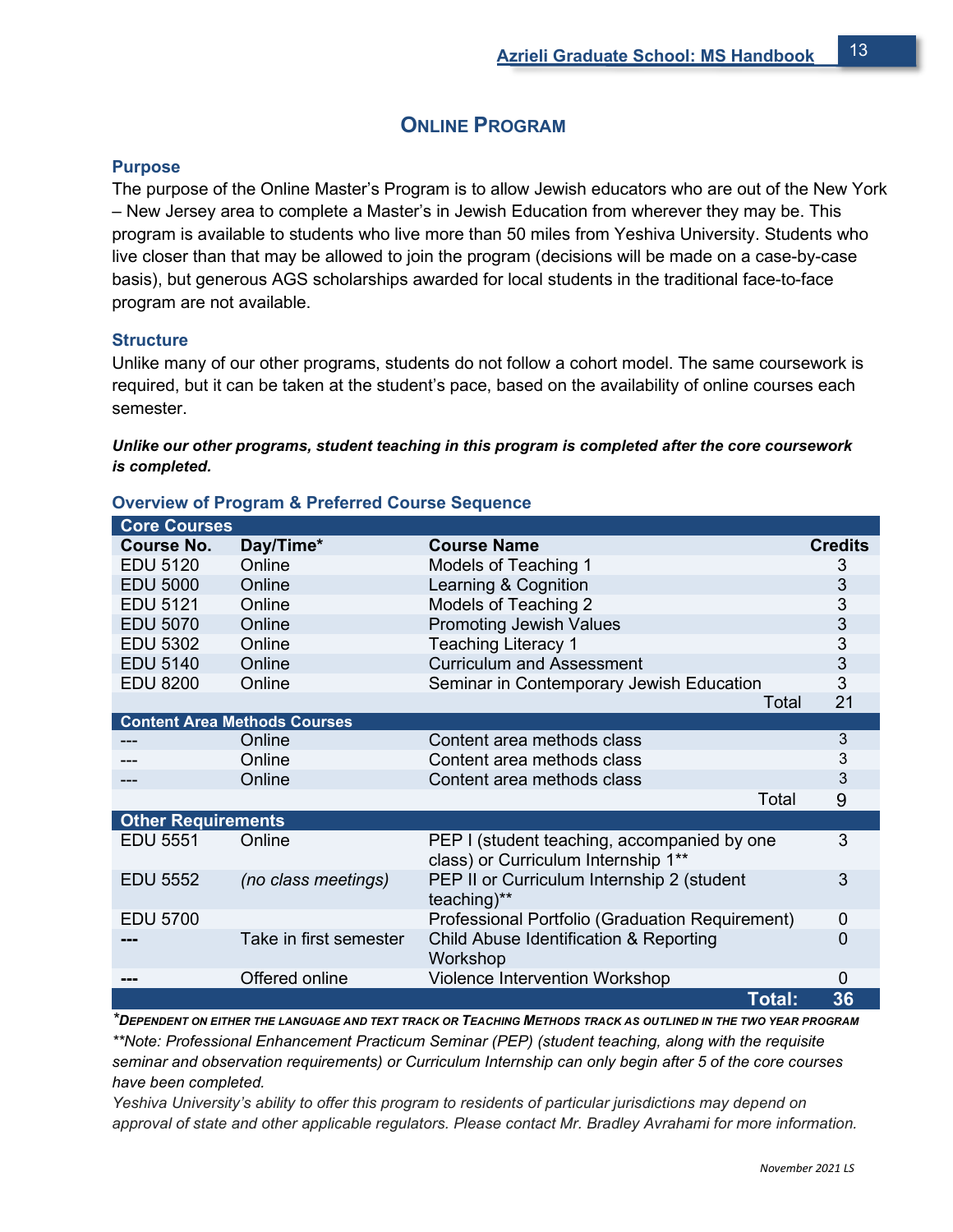# Online Program

### Purpose

The purpose of the Online Master's Program is to allow Jewish educators who are out of the New York – New Jersey area to complete a Master's in Jewish Education from wherever they may be. This program is available to students who live more than 50 miles from Yeshiva University. Students who live closer than that may be allowed to join the program (decisions will be made on a case-by-case basis), but generous AGS scholarships awarded for local students in the traditional face-to-face program are not available.

### Structure

Unlike many of our other programs, students do not follow a cohort model. The same coursework is required, but it can be taken at the student's pace, based on the availability of online courses each semester.

***Unlike our other programs, student teaching in this program is completed after the core coursework is completed.***

### Overview of Program & Preferred Course Sequence

| Course No. | Day/Time* | Course Name | Credits |
|---|---|---|---|
| **Core Courses** | | | |
| EDU 5120 | Online | Models of Teaching 1 | 3 |
| EDU 5000 | Online | Learning & Cognition | 3 |
| EDU 5121 | Online | Models of Teaching 2 | 3 |
| EDU 5070 | Online | Promoting Jewish Values | 3 |
| EDU 5302 | Online | Teaching Literacy 1 | 3 |
| EDU 5140 | Online | Curriculum and Assessment | 3 |
| EDU 8200 | Online | Seminar in Contemporary Jewish Education | 3 |
| | | Total | 21 |
| **Content Area Methods Courses** | | | |
| --- | Online | Content area methods class | 3 |
| --- | Online | Content area methods class | 3 |
| --- | Online | Content area methods class | 3 |
| | | Total | 9 |
| **Other Requirements** | | | |
| EDU 5551 | Online | PEP I (student teaching, accompanied by one class) or Curriculum Internship 1** | 3 |
| EDU 5552 | *(no class meetings)* | PEP II or Curriculum Internship 2 (student teaching)** | 3 |
| EDU 5700 | | Professional Portfolio (Graduation Requirement) | 0 |
| **---** | Take in first semester | Child Abuse Identification & Reporting Workshop | 0 |
| **---** | Offered online | Violence Intervention Workshop | 0 |
| | | **Total:** | **36** |

****DEPENDENT ON EITHER THE LANGUAGE AND TEXT TRACK OR TEACHING METHODS TRACK AS OUTLINED IN THE TWO YEAR PROGRAM***

*\*\*Note: Professional Enhancement Practicum Seminar (PEP) (student teaching, along with the requisite seminar and observation requirements) or Curriculum Internship can only begin after 5 of the core courses have been completed.*

*Yeshiva University's ability to offer this program to residents of particular jurisdictions may depend on approval of state and other applicable regulators. Please contact Mr. Bradley Avrahami for more information.*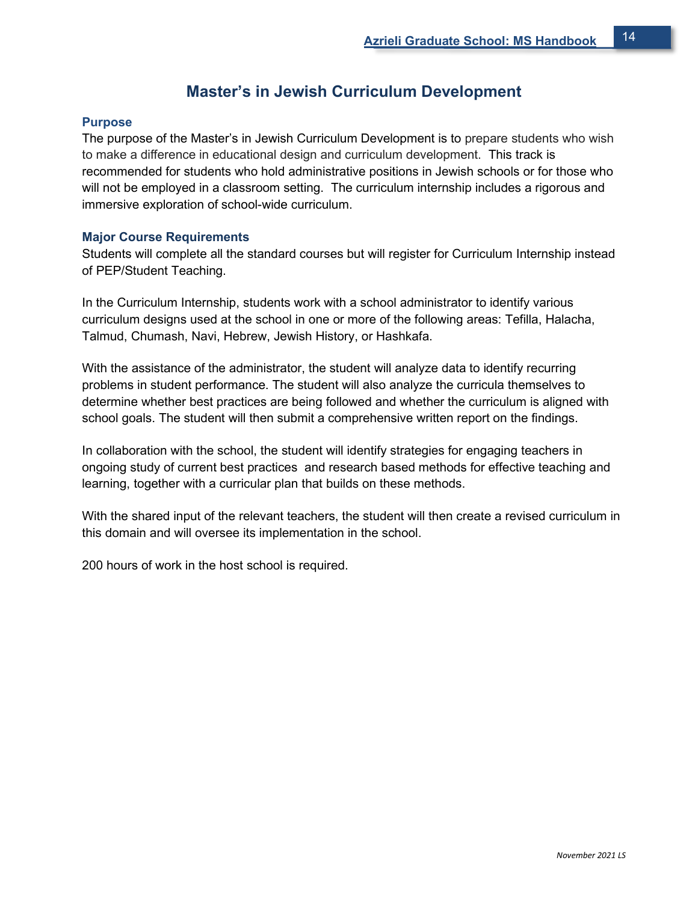# Master's in Jewish Curriculum Development

## Purpose

The purpose of the Master's in Jewish Curriculum Development is to prepare students who wish to make a difference in educational design and curriculum development. This track is recommended for students who hold administrative positions in Jewish schools or for those who will not be employed in a classroom setting. The curriculum internship includes a rigorous and immersive exploration of school-wide curriculum.

## Major Course Requirements

Students will complete all the standard courses but will register for Curriculum Internship instead of PEP/Student Teaching.

In the Curriculum Internship, students work with a school administrator to identify various curriculum designs used at the school in one or more of the following areas: Tefilla, Halacha, Talmud, Chumash, Navi, Hebrew, Jewish History, or Hashkafa.

With the assistance of the administrator, the student will analyze data to identify recurring problems in student performance. The student will also analyze the curricula themselves to determine whether best practices are being followed and whether the curriculum is aligned with school goals. The student will then submit a comprehensive written report on the findings.

In collaboration with the school, the student will identify strategies for engaging teachers in ongoing study of current best practices and research based methods for effective teaching and learning, together with a curricular plan that builds on these methods.

With the shared input of the relevant teachers, the student will then create a revised curriculum in this domain and will oversee its implementation in the school.

200 hours of work in the host school is required.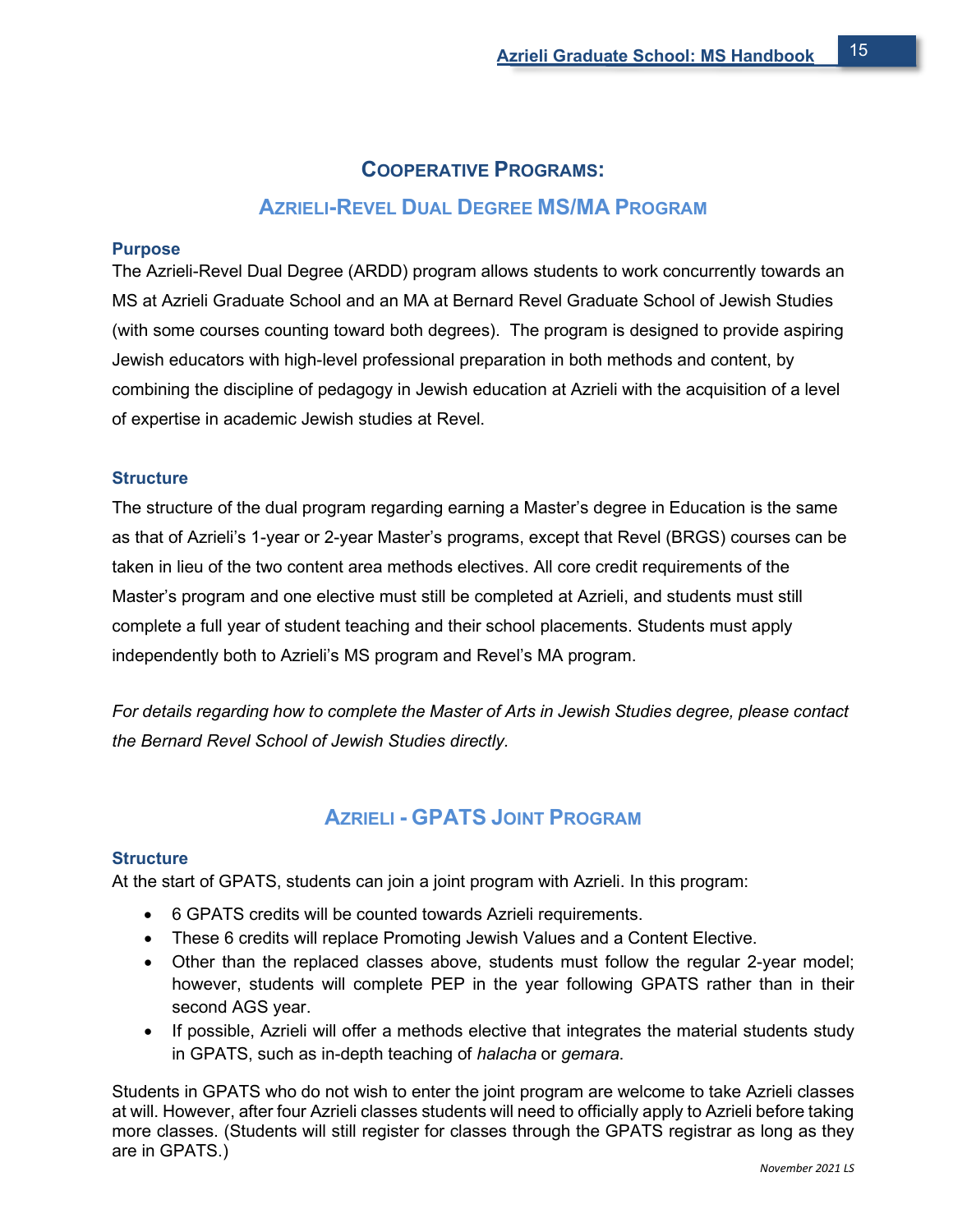# Cooperative Programs:

## Azrieli-Revel Dual Degree MS/MA Program

### Purpose

The Azrieli-Revel Dual Degree (ARDD) program allows students to work concurrently towards an MS at Azrieli Graduate School and an MA at Bernard Revel Graduate School of Jewish Studies (with some courses counting toward both degrees). The program is designed to provide aspiring Jewish educators with high-level professional preparation in both methods and content, by combining the discipline of pedagogy in Jewish education at Azrieli with the acquisition of a level of expertise in academic Jewish studies at Revel.

### Structure

The structure of the dual program regarding earning a Master's degree in Education is the same as that of Azrieli's 1-year or 2-year Master's programs, except that Revel (BRGS) courses can be taken in lieu of the two content area methods electives. All core credit requirements of the Master's program and one elective must still be completed at Azrieli, and students must still complete a full year of student teaching and their school placements. Students must apply independently both to Azrieli's MS program and Revel's MA program.

*For details regarding how to complete the Master of Arts in Jewish Studies degree, please contact the Bernard Revel School of Jewish Studies directly.*

## Azrieli - GPATS Joint Program

### Structure

At the start of GPATS, students can join a joint program with Azrieli. In this program:

- 6 GPATS credits will be counted towards Azrieli requirements.
- These 6 credits will replace Promoting Jewish Values and a Content Elective.
- Other than the replaced classes above, students must follow the regular 2-year model; however, students will complete PEP in the year following GPATS rather than in their second AGS year.
- If possible, Azrieli will offer a methods elective that integrates the material students study in GPATS, such as in-depth teaching of *halacha* or *gemara*.

Students in GPATS who do not wish to enter the joint program are welcome to take Azrieli classes at will. However, after four Azrieli classes students will need to officially apply to Azrieli before taking more classes. (Students will still register for classes through the GPATS registrar as long as they are in GPATS.)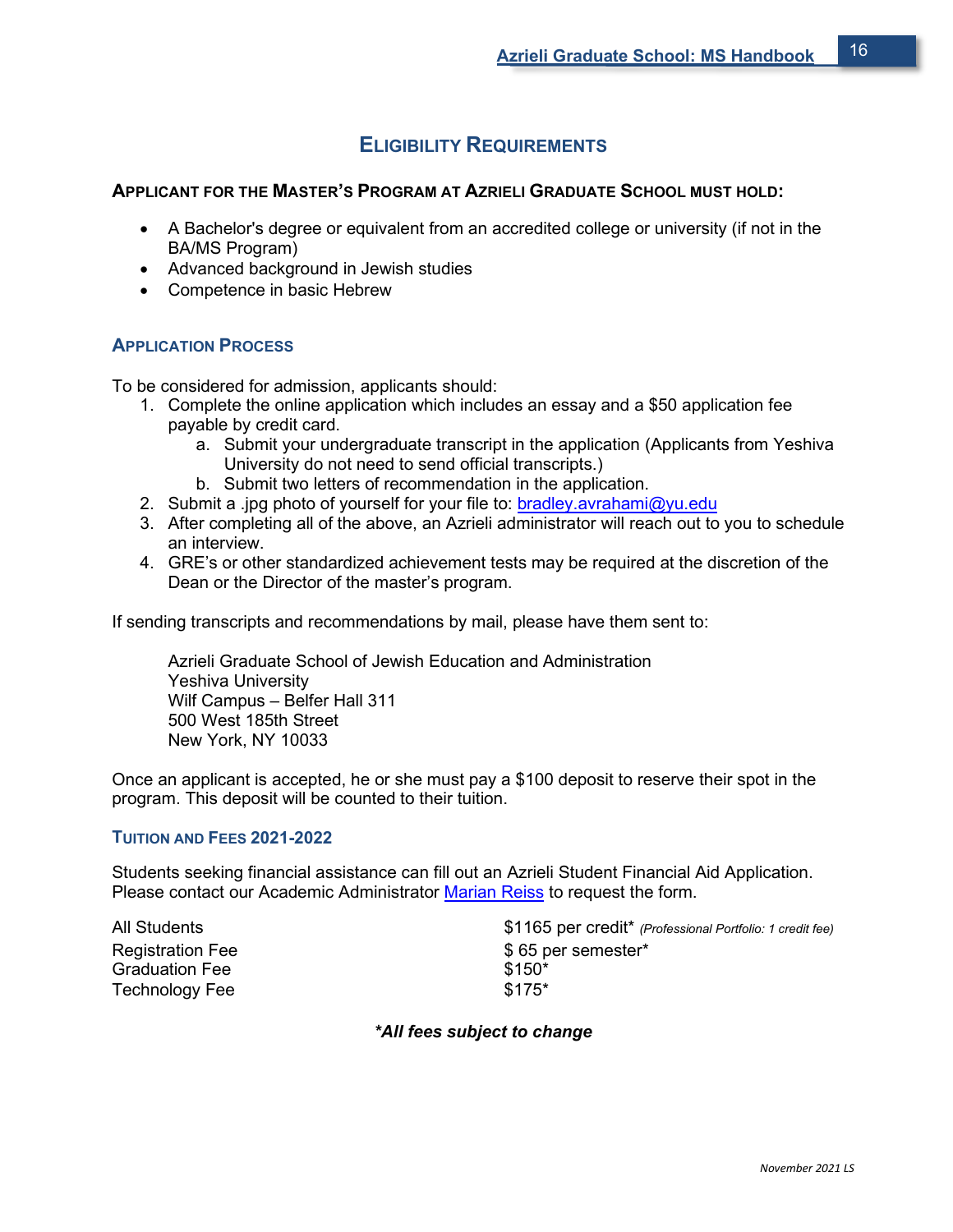# Eligibility Requirements

**Applicant for the Master's Program at Azrieli Graduate School must hold:**

- A Bachelor's degree or equivalent from an accredited college or university (if not in the BA/MS Program)
- Advanced background in Jewish studies
- Competence in basic Hebrew

## Application Process

To be considered for admission, applicants should:

1. Complete the online application which includes an essay and a $50 application fee payable by credit card.
   a. Submit your undergraduate transcript in the application (Applicants from Yeshiva University do not need to send official transcripts.)
   b. Submit two letters of recommendation in the application.
2. Submit a .jpg photo of yourself for your file to: bradley.avrahami@yu.edu
3. After completing all of the above, an Azrieli administrator will reach out to you to schedule an interview.
4. GRE's or other standardized achievement tests may be required at the discretion of the Dean or the Director of the master's program.

If sending transcripts and recommendations by mail, please have them sent to:

> Azrieli Graduate School of Jewish Education and Administration
> Yeshiva University
> Wilf Campus – Belfer Hall 311
> 500 West 185th Street
> New York, NY 10033

Once an applicant is accepted, he or she must pay a $100 deposit to reserve their spot in the program. This deposit will be counted to their tuition.

## Tuition and Fees 2021-2022

Students seeking financial assistance can fill out an Azrieli Student Financial Aid Application. Please contact our Academic Administrator Marian Reiss to request the form.

| | |
|---|---|
| All Students | $1165 per credit* *(Professional Portfolio: 1 credit fee)* |
| Registration Fee | $ 65 per semester* |
| Graduation Fee | $150* |
| Technology Fee | $175* |

***All fees subject to change***

*November 2021 LS*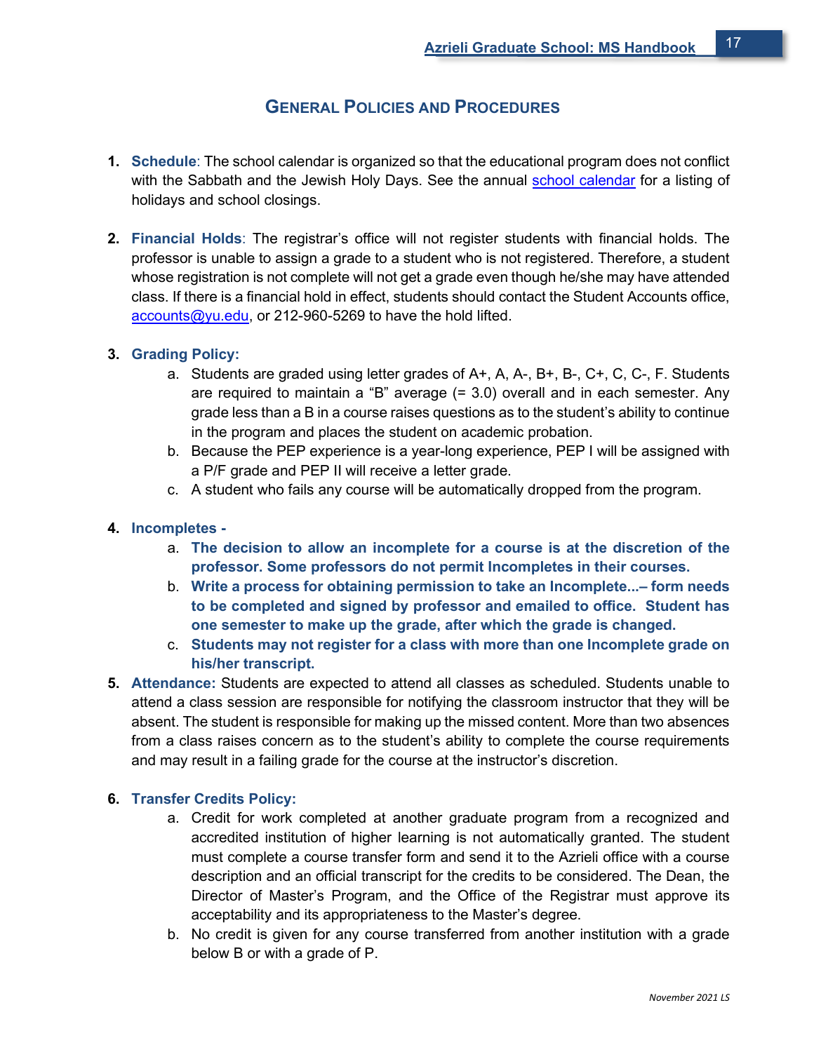# General Policies and Procedures

1. **Schedule**: The school calendar is organized so that the educational program does not conflict with the Sabbath and the Jewish Holy Days. See the annual [school calendar]() for a listing of holidays and school closings.

2. **Financial Holds**: The registrar's office will not register students with financial holds. The professor is unable to assign a grade to a student who is not registered. Therefore, a student whose registration is not complete will not get a grade even though he/she may have attended class. If there is a financial hold in effect, students should contact the Student Accounts office, accounts@yu.edu, or 212-960-5269 to have the hold lifted.

3. **Grading Policy:**
   a. Students are graded using letter grades of A+, A, A-, B+, B-, C+, C, C-, F. Students are required to maintain a "B" average (= 3.0) overall and in each semester. Any grade less than a B in a course raises questions as to the student's ability to continue in the program and places the student on academic probation.
   b. Because the PEP experience is a year-long experience, PEP I will be assigned with a P/F grade and PEP II will receive a letter grade.
   c. A student who fails any course will be automatically dropped from the program.

4. **Incompletes -**
   a. **The decision to allow an incomplete for a course is at the discretion of the professor. Some professors do not permit Incompletes in their courses.**
   b. **Write a process for obtaining permission to take an Incomplete...– form needs to be completed and signed by professor and emailed to office. Student has one semester to make up the grade, after which the grade is changed.**
   c. **Students may not register for a class with more than one Incomplete grade on his/her transcript.**

5. **Attendance:** Students are expected to attend all classes as scheduled. Students unable to attend a class session are responsible for notifying the classroom instructor that they will be absent. The student is responsible for making up the missed content. More than two absences from a class raises concern as to the student's ability to complete the course requirements and may result in a failing grade for the course at the instructor's discretion.

6. **Transfer Credits Policy:**
   a. Credit for work completed at another graduate program from a recognized and accredited institution of higher learning is not automatically granted. The student must complete a course transfer form and send it to the Azrieli office with a course description and an official transcript for the credits to be considered. The Dean, the Director of Master's Program, and the Office of the Registrar must approve its acceptability and its appropriateness to the Master's degree.
   b. No credit is given for any course transferred from another institution with a grade below B or with a grade of P.

*November 2021 LS*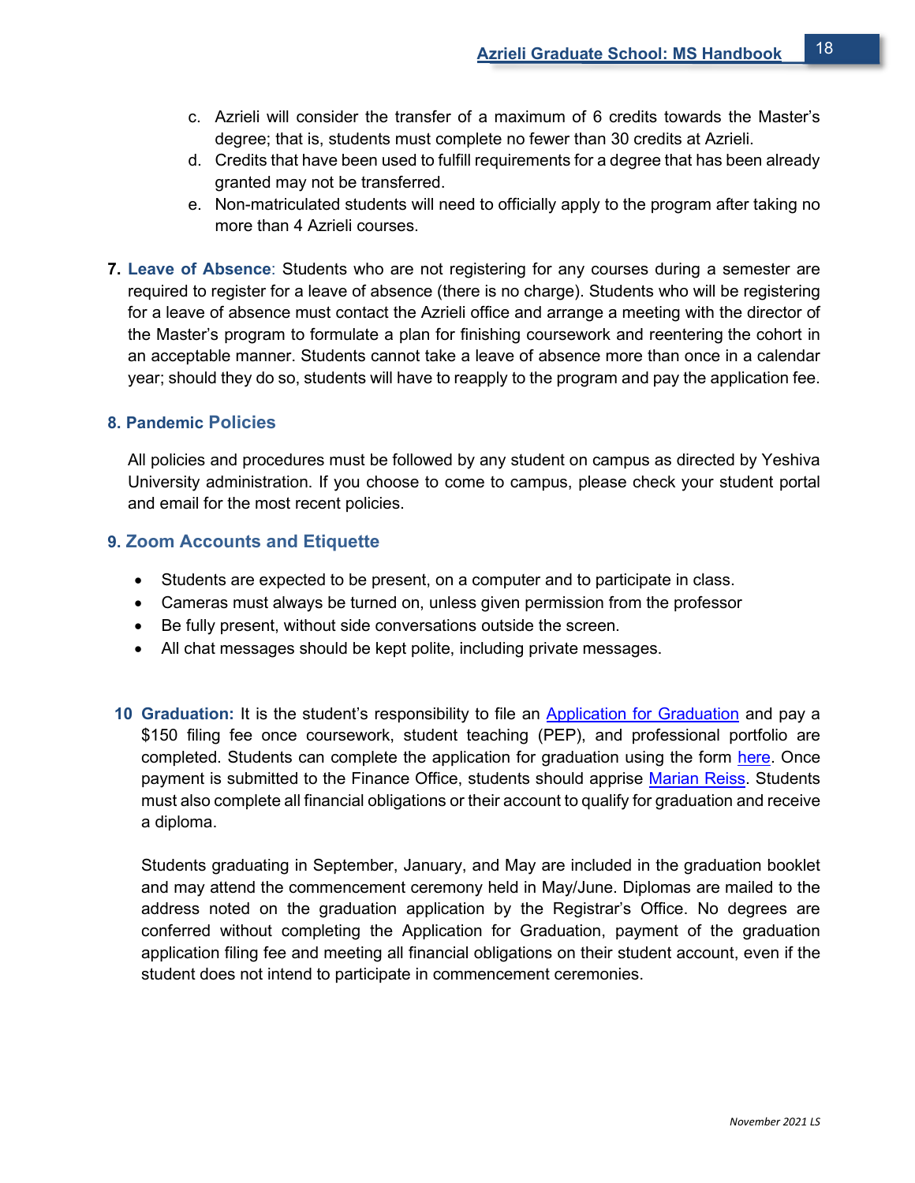c. Azrieli will consider the transfer of a maximum of 6 credits towards the Master's degree; that is, students must complete no fewer than 30 credits at Azrieli.
d. Credits that have been used to fulfill requirements for a degree that has been already granted may not be transferred.
e. Non-matriculated students will need to officially apply to the program after taking no more than 4 Azrieli courses.

7. **Leave of Absence**: Students who are not registering for any courses during a semester are required to register for a leave of absence (there is no charge). Students who will be registering for a leave of absence must contact the Azrieli office and arrange a meeting with the director of the Master's program to formulate a plan for finishing coursework and reentering the cohort in an acceptable manner. Students cannot take a leave of absence more than once in a calendar year; should they do so, students will have to reapply to the program and pay the application fee.

### 8. Pandemic Policies

All policies and procedures must be followed by any student on campus as directed by Yeshiva University administration. If you choose to come to campus, please check your student portal and email for the most recent policies.

### 9. Zoom Accounts and Etiquette

- Students are expected to be present, on a computer and to participate in class.
- Cameras must always be turned on, unless given permission from the professor
- Be fully present, without side conversations outside the screen.
- All chat messages should be kept polite, including private messages.

10 **Graduation:** It is the student's responsibility to file an Application for Graduation and pay a $150 filing fee once coursework, student teaching (PEP), and professional portfolio are completed. Students can complete the application for graduation using the form here. Once payment is submitted to the Finance Office, students should apprise Marian Reiss. Students must also complete all financial obligations or their account to qualify for graduation and receive a diploma.

Students graduating in September, January, and May are included in the graduation booklet and may attend the commencement ceremony held in May/June. Diplomas are mailed to the address noted on the graduation application by the Registrar's Office. No degrees are conferred without completing the Application for Graduation, payment of the graduation application filing fee and meeting all financial obligations on their student account, even if the student does not intend to participate in commencement ceremonies.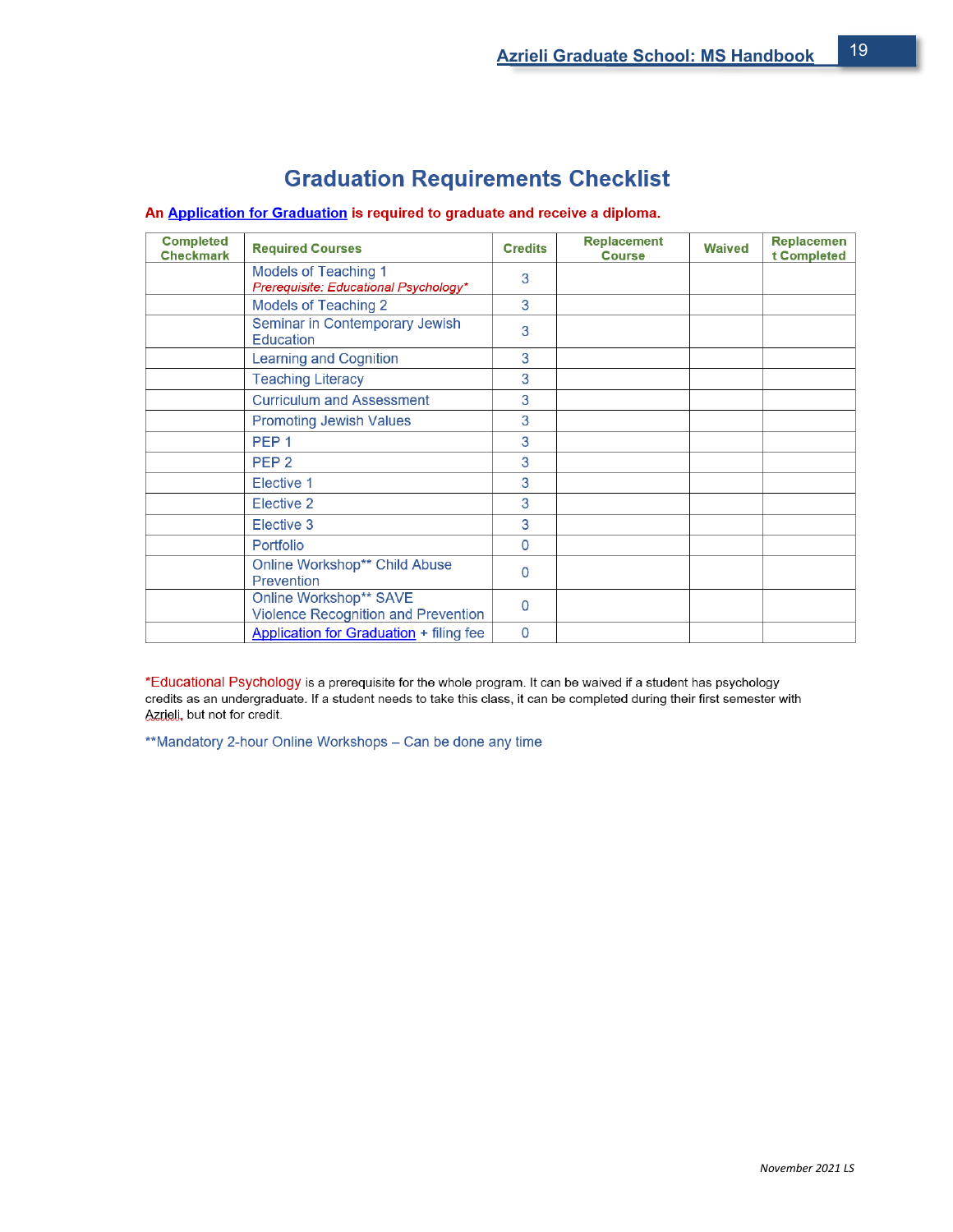# Graduation Requirements Checklist

**An Application for Graduation is required to graduate and receive a diploma.**

| Completed Checkmark | Required Courses | Credits | Replacement Course | Waived | Replacement Completed |
|---|---|---|---|---|---|
| | Models of Teaching 1 *Prerequisite: Educational Psychology** | 3 | | | |
| | Models of Teaching 2 | 3 | | | |
| | Seminar in Contemporary Jewish Education | 3 | | | |
| | Learning and Cognition | 3 | | | |
| | Teaching Literacy | 3 | | | |
| | Curriculum and Assessment | 3 | | | |
| | Promoting Jewish Values | 3 | | | |
| | PEP 1 | 3 | | | |
| | PEP 2 | 3 | | | |
| | Elective 1 | 3 | | | |
| | Elective 2 | 3 | | | |
| | Elective 3 | 3 | | | |
| | Portfolio | 0 | | | |
| | Online Workshop** Child Abuse Prevention | 0 | | | |
| | Online Workshop** SAVE Violence Recognition and Prevention | 0 | | | |
| | Application for Graduation + filing fee | 0 | | | |

*Educational Psychology is a prerequisite for the whole program. It can be waived if a student has psychology credits as an undergraduate. If a student needs to take this class, it can be completed during their first semester with Azrieli, but not for credit.

**Mandatory 2-hour Online Workshops – Can be done any time

*November 2021 LS*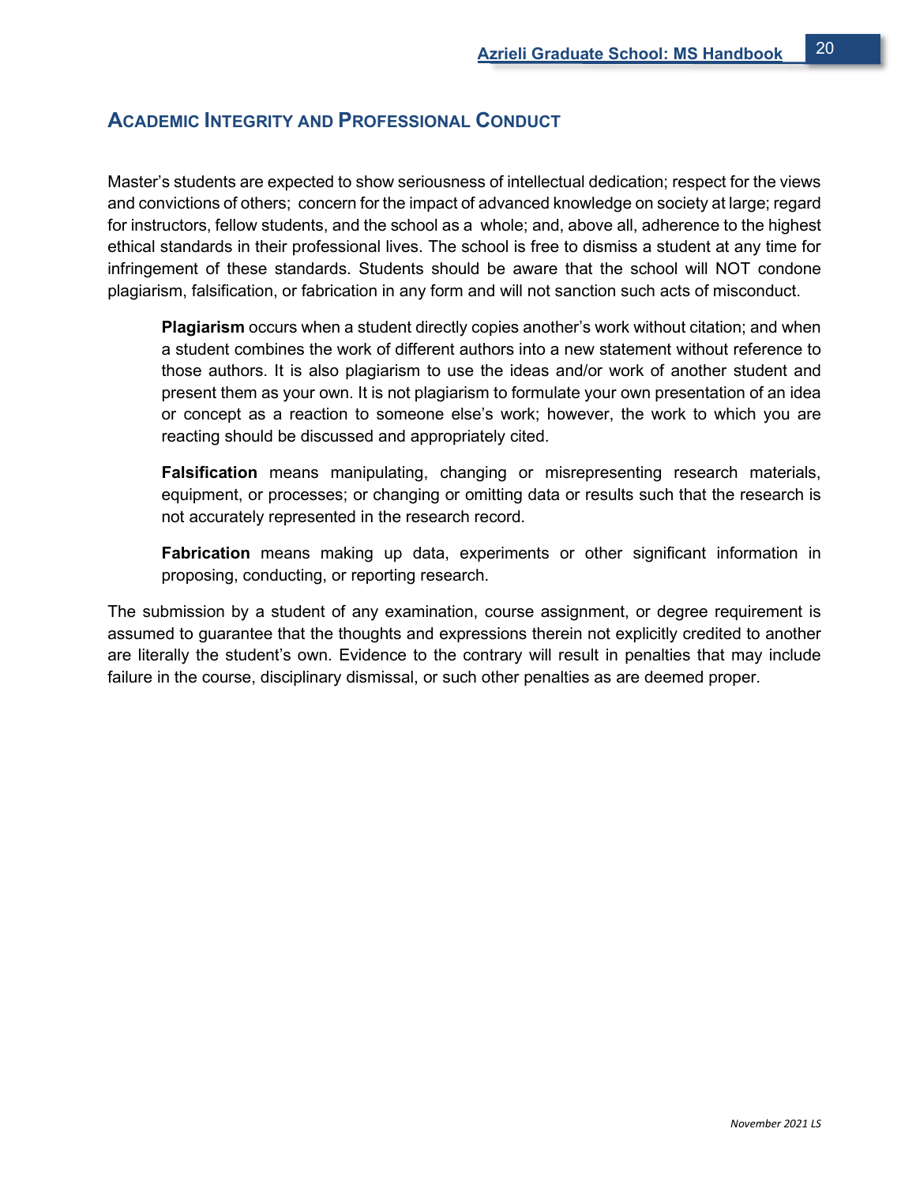## Academic Integrity and Professional Conduct

Master's students are expected to show seriousness of intellectual dedication; respect for the views and convictions of others; concern for the impact of advanced knowledge on society at large; regard for instructors, fellow students, and the school as a whole; and, above all, adherence to the highest ethical standards in their professional lives. The school is free to dismiss a student at any time for infringement of these standards. Students should be aware that the school will NOT condone plagiarism, falsification, or fabrication in any form and will not sanction such acts of misconduct.

> **Plagiarism** occurs when a student directly copies another's work without citation; and when a student combines the work of different authors into a new statement without reference to those authors. It is also plagiarism to use the ideas and/or work of another student and present them as your own. It is not plagiarism to formulate your own presentation of an idea or concept as a reaction to someone else's work; however, the work to which you are reacting should be discussed and appropriately cited.
>
> **Falsification** means manipulating, changing or misrepresenting research materials, equipment, or processes; or changing or omitting data or results such that the research is not accurately represented in the research record.
>
> **Fabrication** means making up data, experiments or other significant information in proposing, conducting, or reporting research.

The submission by a student of any examination, course assignment, or degree requirement is assumed to guarantee that the thoughts and expressions therein not explicitly credited to another are literally the student's own. Evidence to the contrary will result in penalties that may include failure in the course, disciplinary dismissal, or such other penalties as are deemed proper.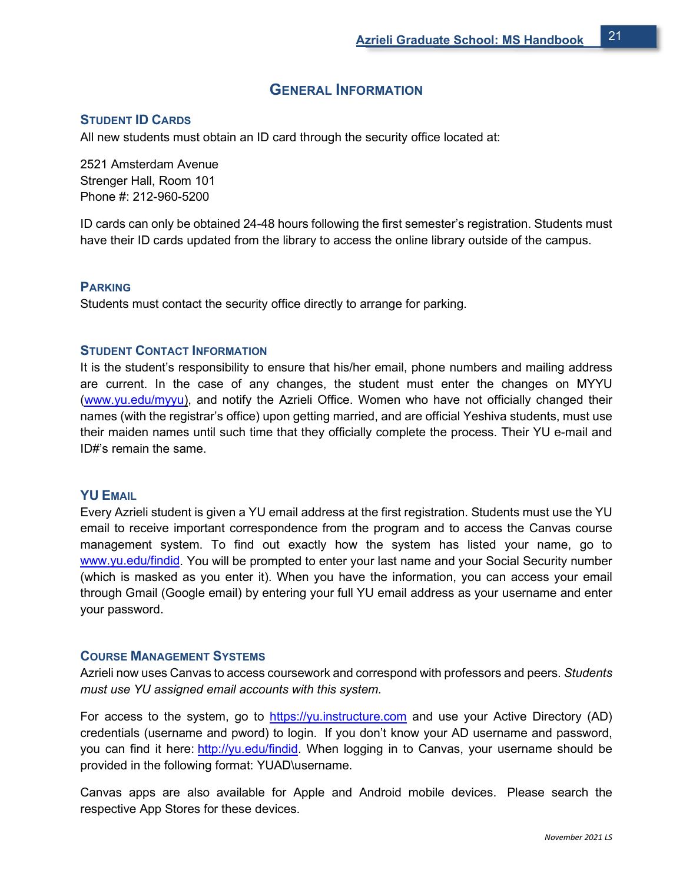# GENERAL INFORMATION

## STUDENT ID CARDS

All new students must obtain an ID card through the security office located at:

2521 Amsterdam Avenue
Strenger Hall, Room 101
Phone #: 212-960-5200

ID cards can only be obtained 24-48 hours following the first semester's registration. Students must have their ID cards updated from the library to access the online library outside of the campus.

## PARKING

Students must contact the security office directly to arrange for parking.

## STUDENT CONTACT INFORMATION

It is the student's responsibility to ensure that his/her email, phone numbers and mailing address are current. In the case of any changes, the student must enter the changes on MYYU (www.yu.edu/myyu), and notify the Azrieli Office. Women who have not officially changed their names (with the registrar's office) upon getting married, and are official Yeshiva students, must use their maiden names until such time that they officially complete the process. Their YU e-mail and ID#'s remain the same.

## YU EMAIL

Every Azrieli student is given a YU email address at the first registration. Students must use the YU email to receive important correspondence from the program and to access the Canvas course management system. To find out exactly how the system has listed your name, go to www.yu.edu/findid. You will be prompted to enter your last name and your Social Security number (which is masked as you enter it). When you have the information, you can access your email through Gmail (Google email) by entering your full YU email address as your username and enter your password.

## COURSE MANAGEMENT SYSTEMS

Azrieli now uses Canvas to access coursework and correspond with professors and peers. *Students must use YU assigned email accounts with this system.*

For access to the system, go to https://yu.instructure.com and use your Active Directory (AD) credentials (username and pword) to login. If you don't know your AD username and password, you can find it here: http://yu.edu/findid. When logging in to Canvas, your username should be provided in the following format: YUAD\username.

Canvas apps are also available for Apple and Android mobile devices. Please search the respective App Stores for these devices.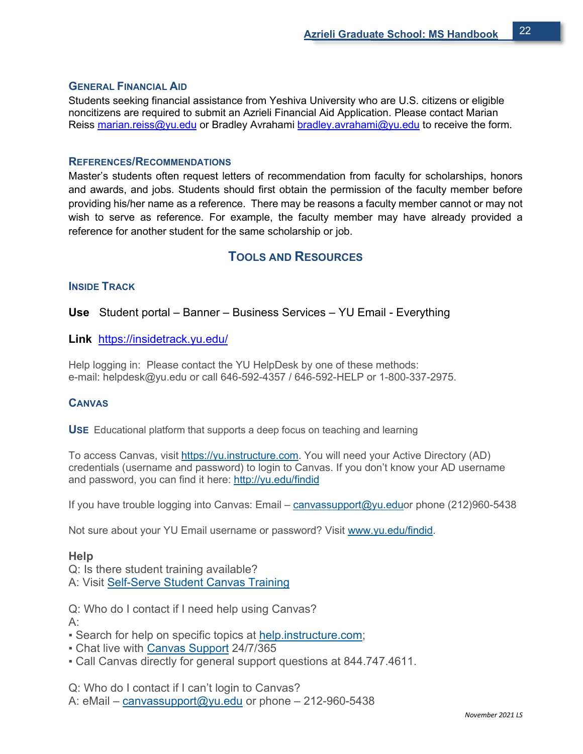### General Financial Aid

Students seeking financial assistance from Yeshiva University who are U.S. citizens or eligible noncitizens are required to submit an Azrieli Financial Aid Application. Please contact Marian Reiss marian.reiss@yu.edu or Bradley Avrahami bradley.avrahami@yu.edu to receive the form.

### References/Recommendations

Master's students often request letters of recommendation from faculty for scholarships, honors and awards, and jobs. Students should first obtain the permission of the faculty member before providing his/her name as a reference. There may be reasons a faculty member cannot or may not wish to serve as reference. For example, the faculty member may have already provided a reference for another student for the same scholarship or job.

## Tools and Resources

### Inside Track

**Use** Student portal – Banner – Business Services – YU Email - Everything

**Link** https://insidetrack.yu.edu/

Help logging in: Please contact the YU HelpDesk by one of these methods:
e-mail: helpdesk@yu.edu or call 646-592-4357 / 646-592-HELP or 1-800-337-2975.

### Canvas

**Use** Educational platform that supports a deep focus on teaching and learning

To access Canvas, visit https://yu.instructure.com. You will need your Active Directory (AD) credentials (username and password) to login to Canvas. If you don't know your AD username and password, you can find it here: http://yu.edu/findid

If you have trouble logging into Canvas: Email – canvassupport@yu.eduor phone (212)960-5438

Not sure about your YU Email username or password? Visit www.yu.edu/findid.

**Help**

Q: Is there student training available?
A: Visit Self-Serve Student Canvas Training

Q: Who do I contact if I need help using Canvas?
A:
- Search for help on specific topics at help.instructure.com;
- Chat live with Canvas Support 24/7/365
- Call Canvas directly for general support questions at 844.747.4611.

Q: Who do I contact if I can't login to Canvas?
A: eMail – canvassupport@yu.edu or phone – 212-960-5438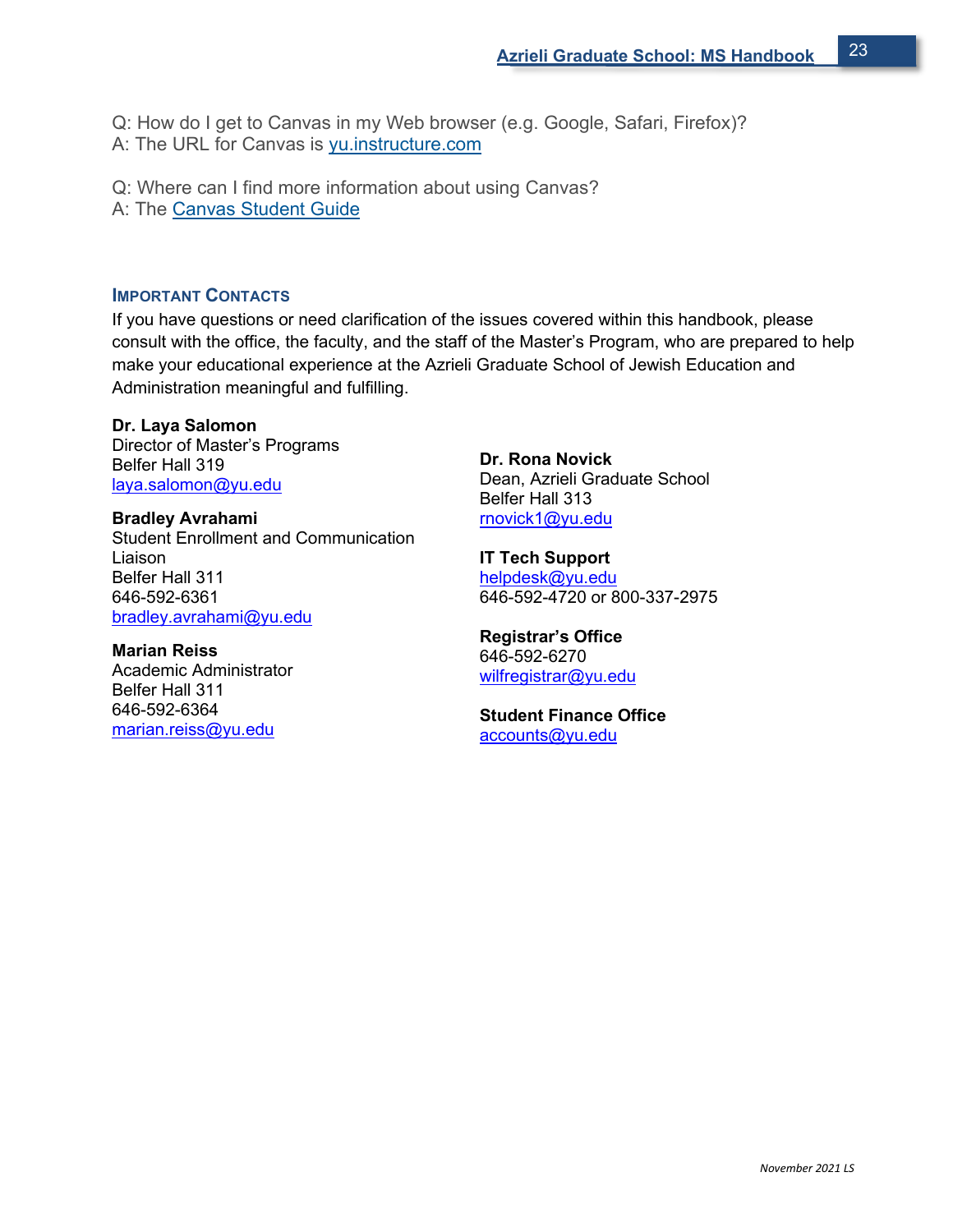Q: How do I get to Canvas in my Web browser (e.g. Google, Safari, Firefox)?
A: The URL for Canvas is yu.instructure.com

Q: Where can I find more information about using Canvas?
A: The Canvas Student Guide

## Important Contacts

If you have questions or need clarification of the issues covered within this handbook, please consult with the office, the faculty, and the staff of the Master's Program, who are prepared to help make your educational experience at the Azrieli Graduate School of Jewish Education and Administration meaningful and fulfilling.

**Dr. Laya Salomon**
Director of Master's Programs
Belfer Hall 319
laya.salomon@yu.edu

**Bradley Avrahami**
Student Enrollment and Communication Liaison
Belfer Hall 311
646-592-6361
bradley.avrahami@yu.edu

**Marian Reiss**
Academic Administrator
Belfer Hall 311
646-592-6364
marian.reiss@yu.edu

**Dr. Rona Novick**
Dean, Azrieli Graduate School
Belfer Hall 313
rnovick1@yu.edu

**IT Tech Support**
helpdesk@yu.edu
646-592-4720 or 800-337-2975

**Registrar's Office**
646-592-6270
wilfregistrar@yu.edu

**Student Finance Office**
accounts@yu.edu

*November 2021 LS*